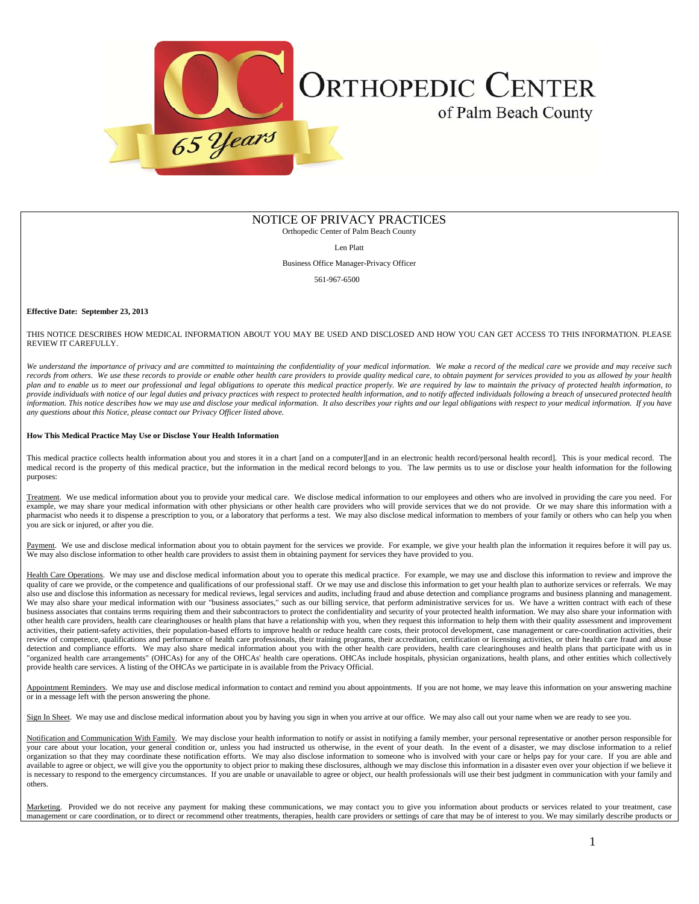# ORTHOPEDIC CENTER

of Palm Beach County

65 Years

## NOTICE OF PRIVACY PRACTICES

Orthopedic Center of Palm Beach County

Len Platt

Business Office Manager-Privacy Officer

561-967-6500

**Effective Date: September 23, 2013**

THIS NOTICE DESCRIBES HOW MEDICAL INFORMATION ABOUT YOU MAY BE USED AND DISCLOSED AND HOW YOU CAN GET ACCESS TO THIS INFORMATION. PLEASE REVIEW IT CAREFULLY.

*We understand the importance of privacy and are committed to maintaining the confidentiality of your medical information. We make a record of the medical care we provide and may receive such records from others. We use these records to provide or enable other health care providers to provide quality medical care, to obtain payment for services provided to you as allowed by your health plan and to enable us to meet our professional and legal obligations to operate this medical practice properly. We are required by law to maintain the privacy of protected health information, to provide individuals with notice of our legal duties and privacy practices with respect to protected health information, and to notify affected individuals following a breach of unsecured protected health information. This notice describes how we may use and disclose your medical information. It also describes your rights and our legal obligations with respect to your medical information. If you have any questions about this Notice, please contact our Privacy Officer listed above.*

### How This Medical Practice May Use or Disclose Your Health Information

This medical practice collects health information about you and stores it in a chart [and on a computer][and in an electronic health record/personal health record]. This is your medical record. The medical record is the property of this medical practice, but the information in the medical record belongs to you. The law permits us to use or disclose your health information for the following purposes:

Treatment. We use medical information about you to provide your medical care. We disclose medical information to our employees and others who are involved in providing the care you need. For example, we may share your medical information with other physicians or other health care providers who will provide services that we do not provide. Or we may share this information with a pharmacist who needs it to dispense a prescription to you, or a laboratory that performs a test. We may also disclose medical information to members of your family or others who can help you when you are sick or injured, or after you die.

Payment. We use and disclose medical information about you to obtain payment for the services we provide. For example, we give your health plan the information it requires before it will pay us. We may also disclose information to other health care providers to assist them in obtaining payment for services they have provided to you.

Health Care Operations. We may use and disclose medical information about you to operate this medical practice. For example, we may use and disclose this information to review and improve the quality of care we provide, or the competence and qualifications of our professional staff. Or we may use and disclose this information to get your health plan to authorize services or referrals. We may also use and disclose this information as necessary for medical reviews, legal services and audits, including fraud and abuse detection and compliance programs and business planning and management. We may also share your medical information with our "business associates," such as our billing service, that perform administrative services for us. We have a written contract with each of these business associates that contains terms requiring them and their subcontractors to protect the confidentiality and security of your protected health information. We may also share your information with other health care providers, health care clearinghouses or health plans that have a relationship with you, when they request this information to help them with their quality assessment and improvement activities, their patient-safety activities, their population-based efforts to improve health or reduce health care costs, their protocol development, case management or care-coordination activities, their review of competence, qualifications and performance of health care professionals, their training programs, their accreditation, certification or licensing activities, or their health care fraud and abuse detection and compliance efforts. We may also share medical information about you with the other health care providers, health care clearinghouses and health plans that participate with us in "organized health care arrangements" (OHCAs) for any of the OHCAs' health care operations. OHCAs include hospitals, physician organizations, health plans, and other entities which collectively provide health care services. A listing of the OHCAs we participate in is available from the Privacy Official.

Appointment Reminders. We may use and disclose medical information to contact and remind you about appointments. If you are not home, we may leave this information on your answering machine or in a message left with the person answering the phone.

Sign In Sheet. We may use and disclose medical information about you by having you sign in when you arrive at our office. We may also call out your name when we are ready to see you.

Notification and Communication With Family. We may disclose your health information to notify or assist in notifying a family member, your personal representative or another person responsible for your care about your location, your general condition or, unless you had instructed us otherwise, in the event of your death. In the event of a disaster, we may disclose information to a relief organization so that they may coordinate these notification efforts. We may also disclose information to someone who is involved with your care or helps pay for your care. If you are able and available to agree or object, we will give you the opportunity to object prior to making these disclosures, although we may disclose this information in a disaster even over your objection if we believe it is necessary to respond to the emergency circumstances. If you are unable or unavailable to agree or object, our health professionals will use their best judgment in communication with your family and others.

Marketing. Provided we do not receive any payment for making these communications, we may contact you to give you information about products or services related to your treatment, case management or care coordination, or to direct or recommend other treatments, therapies, health care providers or settings of care that may be of interest to you. We may similarly describe products or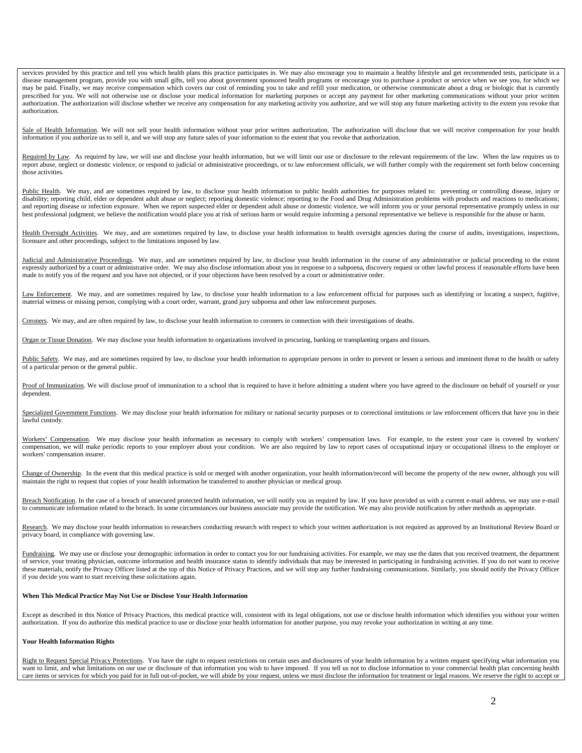services provided by this practice and tell you which health plans this practice participates in. We may also encourage you to maintain a healthy lifestyle and get recommended tests, participate in a disease management program, provide you with small gifts, tell you about government sponsored health programs or encourage you to purchase a product or service when we see you, for which we may be paid. Finally, we may receive compensation which covers our cost of reminding you to take and refill your medication, or otherwise communicate about a drug or biologic that is currently prescribed for you. We will not otherwise use or disclose your medical information for marketing purposes or accept any payment for other marketing communications without your prior written authorization. The authorization will disclose whether we receive any compensation for any marketing activity you authorize, and we will stop any future marketing activity to the extent you revoke that authorization.

Sale of Health Information. We will not sell your health information without your prior written authorization. The authorization will disclose that we will receive compensation for your health information if you authorize us to sell it, and we will stop any future sales of your information to the extent that you revoke that authorization.

Required by Law. As required by law, we will use and disclose your health information, but we will limit our use or disclosure to the relevant requirements of the law. When the law requires us to report abuse, neglect or domestic violence, or respond to judicial or administrative proceedings, or to law enforcement officials, we will further comply with the requirement set forth below concerning those activities.

Public Health. We may, and are sometimes required by law, to disclose your health information to public health authorities for purposes related to: preventing or controlling disease, injury or disability; reporting child, elder or dependent adult abuse or neglect; reporting domestic violence; reporting to the Food and Drug Administration problems with products and reactions to medications; and reporting disease or infection exposure. When we report suspected elder or dependent adult abuse or domestic violence, we will inform you or your personal representative promptly unless in our best professional judgment, we believe the notification would place you at risk of serious harm or would require informing a personal representative we believe is responsible for the abuse or harm.

Health Oversight Activities. We may, and are sometimes required by law, to disclose your health information to health oversight agencies during the course of audits, investigations, inspections, licensure and other proceedings, subject to the limitations imposed by law.

Judicial and Administrative Proceedings. We may, and are sometimes required by law, to disclose your health information in the course of any administrative or judicial proceeding to the extent expressly authorized by a court or administrative order. We may also disclose information about you in response to a subpoena, discovery request or other lawful process if reasonable efforts have been made to notify you of the request and you have not objected, or if your objections have been resolved by a court or administrative order.

Law Enforcement. We may, and are sometimes required by law, to disclose your health information to a law enforcement official for purposes such as identifying or locating a suspect, fugitive, material witness or missing person, complying with a court order, warrant, grand jury subpoena and other law enforcement purposes.

Coroners. We may, and are often required by law, to disclose your health information to coroners in connection with their investigations of deaths.

Organ or Tissue Donation. We may disclose your health information to organizations involved in procuring, banking or transplanting organs and tissues.

Public Safety. We may, and are sometimes required by law, to disclose your health information to appropriate persons in order to prevent or lessen a serious and imminent threat to the health or safety of a particular person or the general public.

Proof of Immunization. We will disclose proof of immunization to a school that is required to have it before admitting a student where you have agreed to the disclosure on behalf of yourself or your dependent.

Specialized Government Functions. We may disclose your health information for military or national security purposes or to correctional institutions or law enforcement officers that have you in their lawful custody.

Workers' Compensation. We may disclose your health information as necessary to comply with workers' compensation laws. For example, to the extent your care is covered by workers' compensation, we will make periodic reports to your employer about your condition. We are also required by law to report cases of occupational injury or occupational illness to the employer or workers' compensation insurer.

Change of Ownership. In the event that this medical practice is sold or merged with another organization, your health information/record will become the property of the new owner, although you will maintain the right to request that copies of your health information be transferred to another physician or medical group.

Breach Notification. In the case of a breach of unsecured protected health information, we will notify you as required by law. If you have provided us with a current e-mail address, we may use e-mail to communicate information related to the breach. In some circumstances our business associate may provide the notification. We may also provide notification by other methods as appropriate.

Research. We may disclose your health information to researchers conducting research with respect to which your written authorization is not required as approved by an Institutional Review Board or privacy board, in compliance with governing law.

Fundraising. We may use or disclose your demographic information in order to contact you for our fundraising activities. For example, we may use the dates that you received treatment, the department of service, your treating physician, outcome information and health insurance status to identify individuals that may be interested in participating in fundraising activities. If you do not want to receive these materials, notify the Privacy Officer listed at the top of this Notice of Privacy Practices, and we will stop any further fundraising communications. Similarly, you should notify the Privacy Officer if you decide you want to start receiving these solicitations again.

**When This Medical Practice May Not Use or Disclose Your Health Information**

Except as described in this Notice of Privacy Practices, this medical practice will, consistent with its legal obligations, not use or disclose health information which identifies you without your written authorization. If you do authorize this medical practice to use or disclose your health information for another purpose, you may revoke your authorization in writing at any time.

**Your Health Information Rights**

Right to Request Special Privacy Protections. You have the right to request restrictions on certain uses and disclosures of your health information by a written request specifying what information you want to limit, and what limitations on our use or disclosure of that information you wish to have imposed. If you tell us not to disclose information to your commercial health plan concerning health care items or services for which you paid for in full out-of-pocket, we will abide by your request, unless we must disclose the information for treatment or legal reasons. We reserve the right to accept or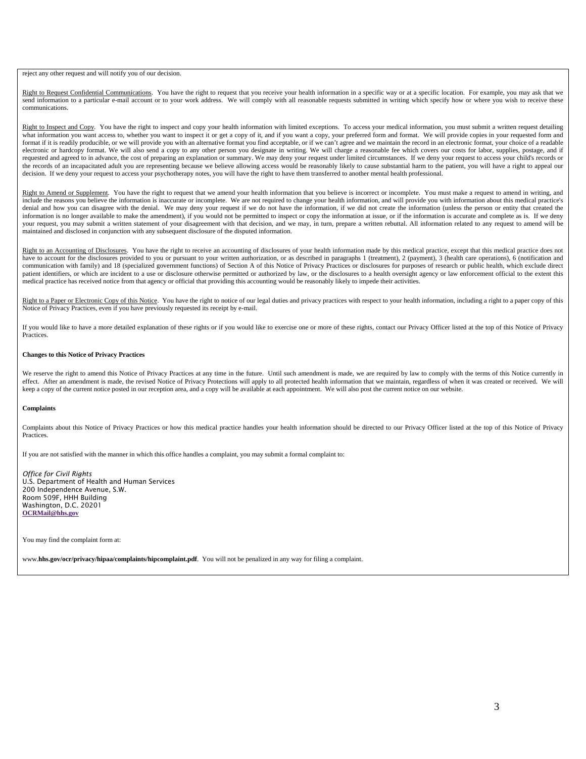reject any other request and will notify you of our decision.

Right to Request Confidential Communications. You have the right to request that you receive your health information in a specific way or at a specific location. For example, you may ask that we send information to a particular e-mail account or to your work address. We will comply with all reasonable requests submitted in writing which specify how or where you wish to receive these communications.

Right to Inspect and Copy. You have the right to inspect and copy your health information with limited exceptions. To access your medical information, you must submit a written request detailing what information you want access to, whether you want to inspect it or get a copy of it, and if you want a copy, your preferred form and format. We will provide copies in your requested form and format if it is readily producible, or we will provide you with an alternative format you find acceptable, or if we can't agree and we maintain the record in an electronic format, your choice of a readable electronic or hardcopy format. We will also send a copy to any other person you designate in writing. We will charge a reasonable fee which covers our costs for labor, supplies, postage, and if requested and agreed to in advance, the cost of preparing an explanation or summary. We may deny your request under limited circumstances. If we deny your request to access your child's records or the records of an incapacitated adult you are representing because we believe allowing access would be reasonably likely to cause substantial harm to the patient, you will have a right to appeal our decision. If we deny your request to access your psychotherapy notes, you will have the right to have them transferred to another mental health professional.

Right to Amend or Supplement. You have the right to request that we amend your health information that you believe is incorrect or incomplete. You must make a request to amend in writing, and include the reasons you believe the information is inaccurate or incomplete. We are not required to change your health information, and will provide you with information about this medical practice's denial and how you can disagree with the denial. We may deny your request if we do not have the information, if we did not create the information (unless the person or entity that created the information is no longer available to make the amendment), if you would not be permitted to inspect or copy the information at issue, or if the information is accurate and complete as is. If we deny your request, you may submit a written statement of your disagreement with that decision, and we may, in turn, prepare a written rebuttal. All information related to any request to amend will be maintained and disclosed in conjunction with any subsequent disclosure of the disputed information.

Right to an Accounting of Disclosures. You have the right to receive an accounting of disclosures of your health information made by this medical practice, except that this medical practice does not have to account for the disclosures provided to you or pursuant to your written authorization, or as described in paragraphs 1 (treatment), 2 (payment), 3 (health care operations), 6 (notification and communication with family) and 18 (specialized government functions) of Section A of this Notice of Privacy Practices or disclosures for purposes of research or public health, which exclude direct patient identifiers, or which are incident to a use or disclosure otherwise permitted or authorized by law, or the disclosures to a health oversight agency or law enforcement official to the extent this medical practice has received notice from that agency or official that providing this accounting would be reasonably likely to impede their activities.

Right to a Paper or Electronic Copy of this Notice. You have the right to notice of our legal duties and privacy practices with respect to your health information, including a right to a paper copy of this Notice of Privacy Practices, even if you have previously requested its receipt by e-mail.

If you would like to have a more detailed explanation of these rights or if you would like to exercise one or more of these rights, contact our Privacy Officer listed at the top of this Notice of Privacy Practices.

**Changes to this Notice of Privacy Practices**

We reserve the right to amend this Notice of Privacy Practices at any time in the future. Until such amendment is made, we are required by law to comply with the terms of this Notice currently in effect. After an amendment is made, the revised Notice of Privacy Protections will apply to all protected health information that we maintain, regardless of when it was created or received. We will keep a copy of the current notice posted in our reception area, and a copy will be available at each appointment. We will also post the current notice on our website.

**Complaints**

Complaints about this Notice of Privacy Practices or how this medical practice handles your health information should be directed to our Privacy Officer listed at the top of this Notice of Privacy Practices.

If you are not satisfied with the manner in which this office handles a complaint, you may submit a formal complaint to:

*Office for Civil Rights*
U.S. Department of Health and Human Services
200 Independence Avenue, S.W.
Room 509F, HHH Building
Washington, D.C. 20201
**OCRMail@hhs.gov**

You may find the complaint form at:

www.**hhs.gov/ocr/privacy/hipaa/complaints/hipcomplaint.pdf**. You will not be penalized in any way for filing a complaint.